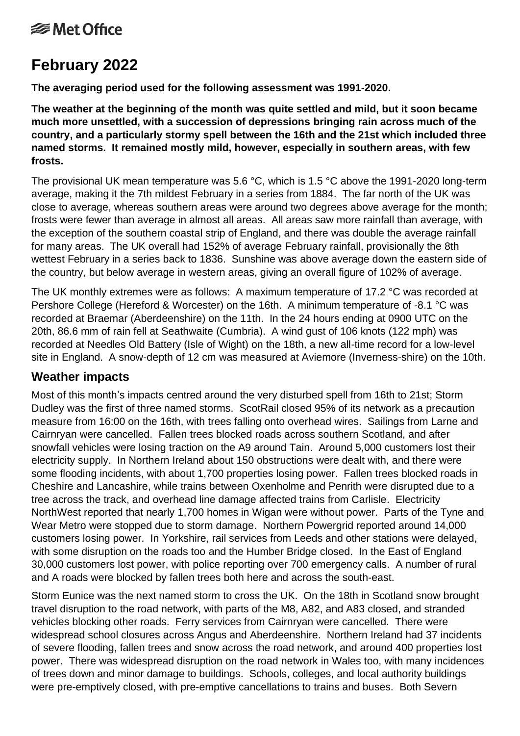Met Office

# February 2022

**The averaging period used for the following assessment was 1991-2020.**

**The weather at the beginning of the month was quite settled and mild, but it soon became much more unsettled, with a succession of depressions bringing rain across much of the country, and a particularly stormy spell between the 16th and the 21st which included three named storms. It remained mostly mild, however, especially in southern areas, with few frosts.**

The provisional UK mean temperature was 5.6 °C, which is 1.5 °C above the 1991-2020 long-term average, making it the 7th mildest February in a series from 1884. The far north of the UK was close to average, whereas southern areas were around two degrees above average for the month; frosts were fewer than average in almost all areas. All areas saw more rainfall than average, with the exception of the southern coastal strip of England, and there was double the average rainfall for many areas. The UK overall had 152% of average February rainfall, provisionally the 8th wettest February in a series back to 1836. Sunshine was above average down the eastern side of the country, but below average in western areas, giving an overall figure of 102% of average.

The UK monthly extremes were as follows: A maximum temperature of 17.2 °C was recorded at Pershore College (Hereford & Worcester) on the 16th. A minimum temperature of -8.1 °C was recorded at Braemar (Aberdeenshire) on the 11th. In the 24 hours ending at 0900 UTC on the 20th, 86.6 mm of rain fell at Seathwaite (Cumbria). A wind gust of 106 knots (122 mph) was recorded at Needles Old Battery (Isle of Wight) on the 18th, a new all-time record for a low-level site in England. A snow-depth of 12 cm was measured at Aviemore (Inverness-shire) on the 10th.

## Weather impacts

Most of this month's impacts centred around the very disturbed spell from 16th to 21st; Storm Dudley was the first of three named storms. ScotRail closed 95% of its network as a precaution measure from 16:00 on the 16th, with trees falling onto overhead wires. Sailings from Larne and Cairnryan were cancelled. Fallen trees blocked roads across southern Scotland, and after snowfall vehicles were losing traction on the A9 around Tain. Around 5,000 customers lost their electricity supply. In Northern Ireland about 150 obstructions were dealt with, and there were some flooding incidents, with about 1,700 properties losing power. Fallen trees blocked roads in Cheshire and Lancashire, while trains between Oxenholme and Penrith were disrupted due to a tree across the track, and overhead line damage affected trains from Carlisle. Electricity NorthWest reported that nearly 1,700 homes in Wigan were without power. Parts of the Tyne and Wear Metro were stopped due to storm damage. Northern Powergrid reported around 14,000 customers losing power. In Yorkshire, rail services from Leeds and other stations were delayed, with some disruption on the roads too and the Humber Bridge closed. In the East of England 30,000 customers lost power, with police reporting over 700 emergency calls. A number of rural and A roads were blocked by fallen trees both here and across the south-east.

Storm Eunice was the next named storm to cross the UK. On the 18th in Scotland snow brought travel disruption to the road network, with parts of the M8, A82, and A83 closed, and stranded vehicles blocking other roads. Ferry services from Cairnryan were cancelled. There were widespread school closures across Angus and Aberdeenshire. Northern Ireland had 37 incidents of severe flooding, fallen trees and snow across the road network, and around 400 properties lost power. There was widespread disruption on the road network in Wales too, with many incidences of trees down and minor damage to buildings. Schools, colleges, and local authority buildings were pre-emptively closed, with pre-emptive cancellations to trains and buses. Both Severn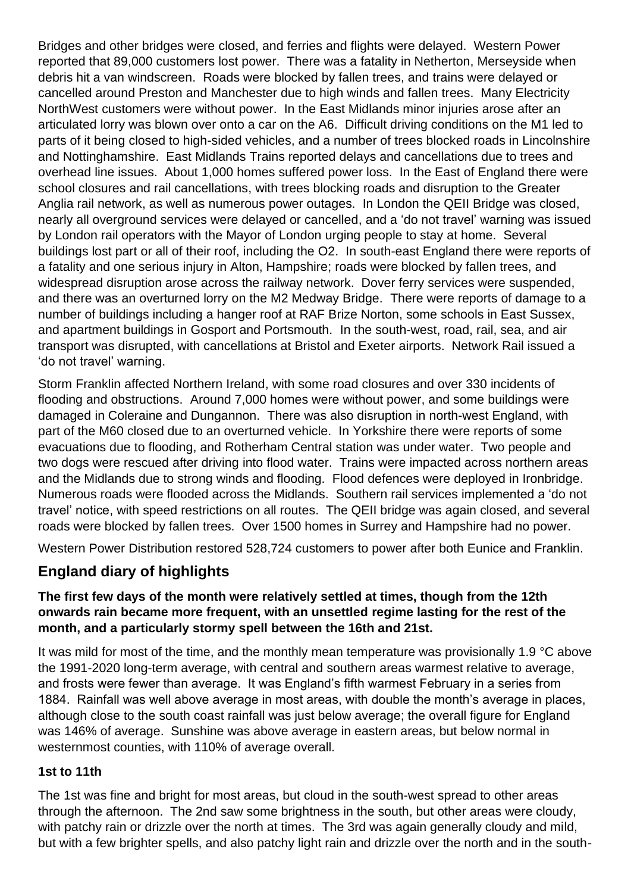Bridges and other bridges were closed, and ferries and flights were delayed. Western Power reported that 89,000 customers lost power. There was a fatality in Netherton, Merseyside when debris hit a van windscreen. Roads were blocked by fallen trees, and trains were delayed or cancelled around Preston and Manchester due to high winds and fallen trees. Many Electricity NorthWest customers were without power. In the East Midlands minor injuries arose after an articulated lorry was blown over onto a car on the A6. Difficult driving conditions on the M1 led to parts of it being closed to high-sided vehicles, and a number of trees blocked roads in Lincolnshire and Nottinghamshire. East Midlands Trains reported delays and cancellations due to trees and overhead line issues. About 1,000 homes suffered power loss. In the East of England there were school closures and rail cancellations, with trees blocking roads and disruption to the Greater Anglia rail network, as well as numerous power outages. In London the QEII Bridge was closed, nearly all overground services were delayed or cancelled, and a 'do not travel' warning was issued by London rail operators with the Mayor of London urging people to stay at home. Several buildings lost part or all of their roof, including the O2. In south-east England there were reports of a fatality and one serious injury in Alton, Hampshire; roads were blocked by fallen trees, and widespread disruption arose across the railway network. Dover ferry services were suspended, and there was an overturned lorry on the M2 Medway Bridge. There were reports of damage to a number of buildings including a hanger roof at RAF Brize Norton, some schools in East Sussex, and apartment buildings in Gosport and Portsmouth. In the south-west, road, rail, sea, and air transport was disrupted, with cancellations at Bristol and Exeter airports. Network Rail issued a 'do not travel' warning.

Storm Franklin affected Northern Ireland, with some road closures and over 330 incidents of flooding and obstructions. Around 7,000 homes were without power, and some buildings were damaged in Coleraine and Dungannon. There was also disruption in north-west England, with part of the M60 closed due to an overturned vehicle. In Yorkshire there were reports of some evacuations due to flooding, and Rotherham Central station was under water. Two people and two dogs were rescued after driving into flood water. Trains were impacted across northern areas and the Midlands due to strong winds and flooding. Flood defences were deployed in Ironbridge. Numerous roads were flooded across the Midlands. Southern rail services implemented a 'do not travel' notice, with speed restrictions on all routes. The QEII bridge was again closed, and several roads were blocked by fallen trees. Over 1500 homes in Surrey and Hampshire had no power.

Western Power Distribution restored 528,724 customers to power after both Eunice and Franklin.

## England diary of highlights

**The first few days of the month were relatively settled at times, though from the 12th onwards rain became more frequent, with an unsettled regime lasting for the rest of the month, and a particularly stormy spell between the 16th and 21st.**

It was mild for most of the time, and the monthly mean temperature was provisionally 1.9 °C above the 1991-2020 long-term average, with central and southern areas warmest relative to average, and frosts were fewer than average. It was England's fifth warmest February in a series from 1884. Rainfall was well above average in most areas, with double the month's average in places, although close to the south coast rainfall was just below average; the overall figure for England was 146% of average. Sunshine was above average in eastern areas, but below normal in westernmost counties, with 110% of average overall.

### 1st to 11th

The 1st was fine and bright for most areas, but cloud in the south-west spread to other areas through the afternoon. The 2nd saw some brightness in the south, but other areas were cloudy, with patchy rain or drizzle over the north at times. The 3rd was again generally cloudy and mild, but with a few brighter spells, and also patchy light rain and drizzle over the north and in the south-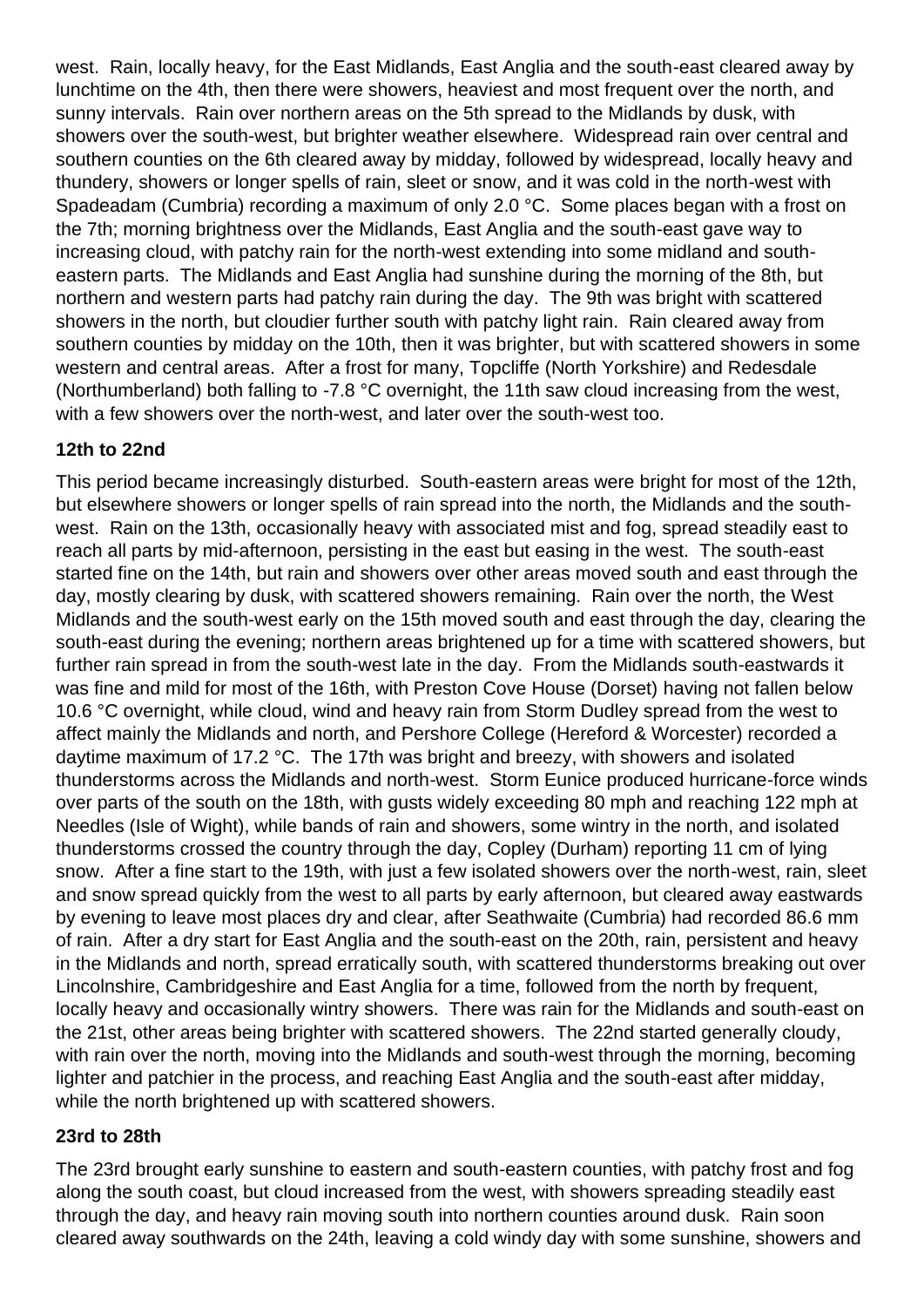west. Rain, locally heavy, for the East Midlands, East Anglia and the south-east cleared away by lunchtime on the 4th, then there were showers, heaviest and most frequent over the north, and sunny intervals. Rain over northern areas on the 5th spread to the Midlands by dusk, with showers over the south-west, but brighter weather elsewhere. Widespread rain over central and southern counties on the 6th cleared away by midday, followed by widespread, locally heavy and thundery, showers or longer spells of rain, sleet or snow, and it was cold in the north-west with Spadeadam (Cumbria) recording a maximum of only 2.0 °C. Some places began with a frost on the 7th; morning brightness over the Midlands, East Anglia and the south-east gave way to increasing cloud, with patchy rain for the north-west extending into some midland and south-eastern parts. The Midlands and East Anglia had sunshine during the morning of the 8th, but northern and western parts had patchy rain during the day. The 9th was bright with scattered showers in the north, but cloudier further south with patchy light rain. Rain cleared away from southern counties by midday on the 10th, then it was brighter, but with scattered showers in some western and central areas. After a frost for many, Topcliffe (North Yorkshire) and Redesdale (Northumberland) both falling to -7.8 °C overnight, the 11th saw cloud increasing from the west, with a few showers over the north-west, and later over the south-west too.

### 12th to 22nd

This period became increasingly disturbed. South-eastern areas were bright for most of the 12th, but elsewhere showers or longer spells of rain spread into the north, the Midlands and the south-west. Rain on the 13th, occasionally heavy with associated mist and fog, spread steadily east to reach all parts by mid-afternoon, persisting in the east but easing in the west. The south-east started fine on the 14th, but rain and showers over other areas moved south and east through the day, mostly clearing by dusk, with scattered showers remaining. Rain over the north, the West Midlands and the south-west early on the 15th moved south and east through the day, clearing the south-east during the evening; northern areas brightened up for a time with scattered showers, but further rain spread in from the south-west late in the day. From the Midlands south-eastwards it was fine and mild for most of the 16th, with Preston Cove House (Dorset) having not fallen below 10.6 °C overnight, while cloud, wind and heavy rain from Storm Dudley spread from the west to affect mainly the Midlands and north, and Pershore College (Hereford & Worcester) recorded a daytime maximum of 17.2 °C. The 17th was bright and breezy, with showers and isolated thunderstorms across the Midlands and north-west. Storm Eunice produced hurricane-force winds over parts of the south on the 18th, with gusts widely exceeding 80 mph and reaching 122 mph at Needles (Isle of Wight), while bands of rain and showers, some wintry in the north, and isolated thunderstorms crossed the country through the day, Copley (Durham) reporting 11 cm of lying snow. After a fine start to the 19th, with just a few isolated showers over the north-west, rain, sleet and snow spread quickly from the west to all parts by early afternoon, but cleared away eastwards by evening to leave most places dry and clear, after Seathwaite (Cumbria) had recorded 86.6 mm of rain. After a dry start for East Anglia and the south-east on the 20th, rain, persistent and heavy in the Midlands and north, spread erratically south, with scattered thunderstorms breaking out over Lincolnshire, Cambridgeshire and East Anglia for a time, followed from the north by frequent, locally heavy and occasionally wintry showers. There was rain for the Midlands and south-east on the 21st, other areas being brighter with scattered showers. The 22nd started generally cloudy, with rain over the north, moving into the Midlands and south-west through the morning, becoming lighter and patchier in the process, and reaching East Anglia and the south-east after midday, while the north brightened up with scattered showers.

### 23rd to 28th

The 23rd brought early sunshine to eastern and south-eastern counties, with patchy frost and fog along the south coast, but cloud increased from the west, with showers spreading steadily east through the day, and heavy rain moving south into northern counties around dusk. Rain soon cleared away southwards on the 24th, leaving a cold windy day with some sunshine, showers and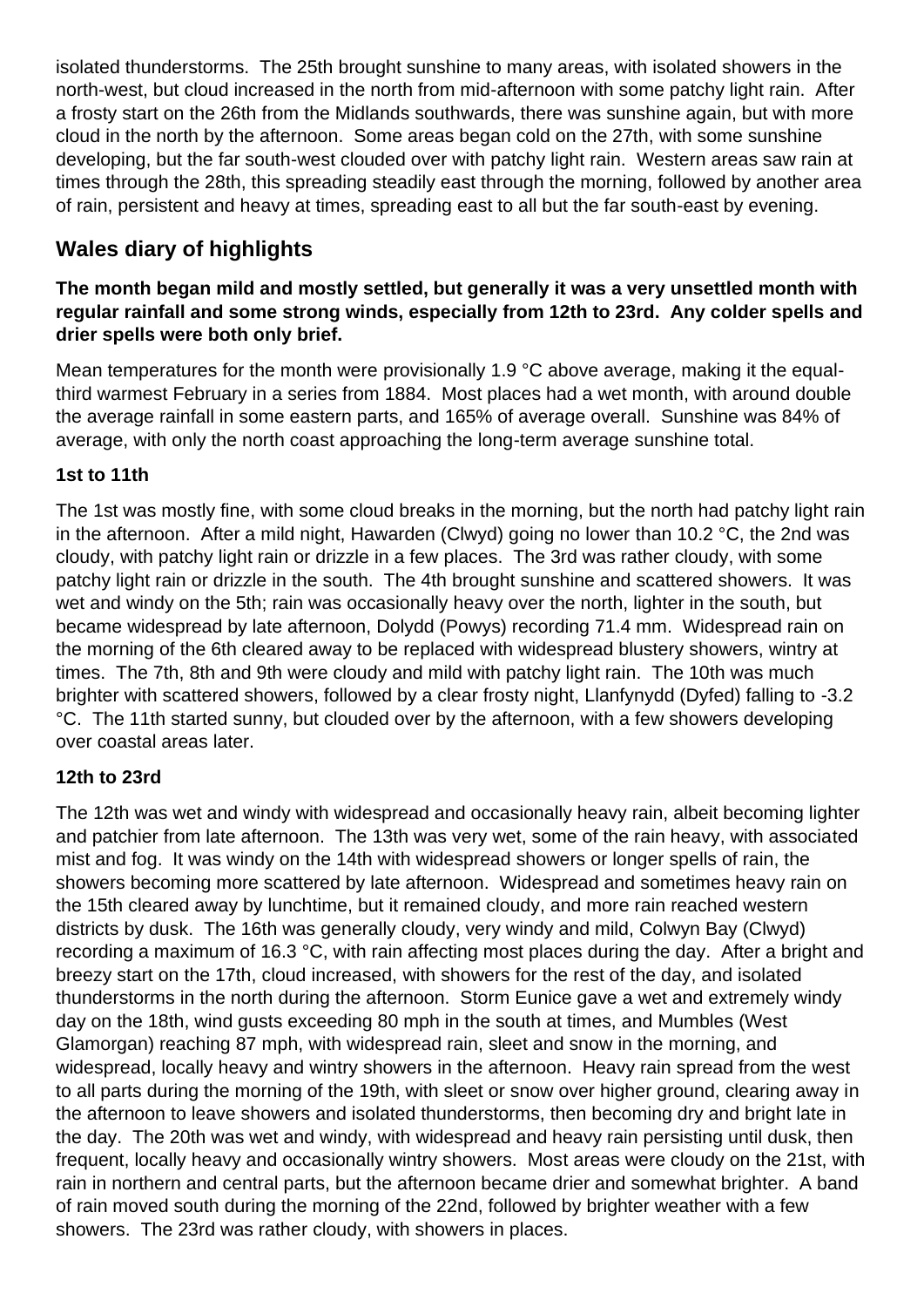isolated thunderstorms. The 25th brought sunshine to many areas, with isolated showers in the north-west, but cloud increased in the north from mid-afternoon with some patchy light rain. After a frosty start on the 26th from the Midlands southwards, there was sunshine again, but with more cloud in the north by the afternoon. Some areas began cold on the 27th, with some sunshine developing, but the far south-west clouded over with patchy light rain. Western areas saw rain at times through the 28th, this spreading steadily east through the morning, followed by another area of rain, persistent and heavy at times, spreading east to all but the far south-east by evening.

## Wales diary of highlights

**The month began mild and mostly settled, but generally it was a very unsettled month with regular rainfall and some strong winds, especially from 12th to 23rd. Any colder spells and drier spells were both only brief.**

Mean temperatures for the month were provisionally 1.9 °C above average, making it the equal-third warmest February in a series from 1884. Most places had a wet month, with around double the average rainfall in some eastern parts, and 165% of average overall. Sunshine was 84% of average, with only the north coast approaching the long-term average sunshine total.

### 1st to 11th

The 1st was mostly fine, with some cloud breaks in the morning, but the north had patchy light rain in the afternoon. After a mild night, Hawarden (Clwyd) going no lower than 10.2 °C, the 2nd was cloudy, with patchy light rain or drizzle in a few places. The 3rd was rather cloudy, with some patchy light rain or drizzle in the south. The 4th brought sunshine and scattered showers. It was wet and windy on the 5th; rain was occasionally heavy over the north, lighter in the south, but became widespread by late afternoon, Dolydd (Powys) recording 71.4 mm. Widespread rain on the morning of the 6th cleared away to be replaced with widespread blustery showers, wintry at times. The 7th, 8th and 9th were cloudy and mild with patchy light rain. The 10th was much brighter with scattered showers, followed by a clear frosty night, Llanfynydd (Dyfed) falling to -3.2 °C. The 11th started sunny, but clouded over by the afternoon, with a few showers developing over coastal areas later.

### 12th to 23rd

The 12th was wet and windy with widespread and occasionally heavy rain, albeit becoming lighter and patchier from late afternoon. The 13th was very wet, some of the rain heavy, with associated mist and fog. It was windy on the 14th with widespread showers or longer spells of rain, the showers becoming more scattered by late afternoon. Widespread and sometimes heavy rain on the 15th cleared away by lunchtime, but it remained cloudy, and more rain reached western districts by dusk. The 16th was generally cloudy, very windy and mild, Colwyn Bay (Clwyd) recording a maximum of 16.3 °C, with rain affecting most places during the day. After a bright and breezy start on the 17th, cloud increased, with showers for the rest of the day, and isolated thunderstorms in the north during the afternoon. Storm Eunice gave a wet and extremely windy day on the 18th, wind gusts exceeding 80 mph in the south at times, and Mumbles (West Glamorgan) reaching 87 mph, with widespread rain, sleet and snow in the morning, and widespread, locally heavy and wintry showers in the afternoon. Heavy rain spread from the west to all parts during the morning of the 19th, with sleet or snow over higher ground, clearing away in the afternoon to leave showers and isolated thunderstorms, then becoming dry and bright late in the day. The 20th was wet and windy, with widespread and heavy rain persisting until dusk, then frequent, locally heavy and occasionally wintry showers. Most areas were cloudy on the 21st, with rain in northern and central parts, but the afternoon became drier and somewhat brighter. A band of rain moved south during the morning of the 22nd, followed by brighter weather with a few showers. The 23rd was rather cloudy, with showers in places.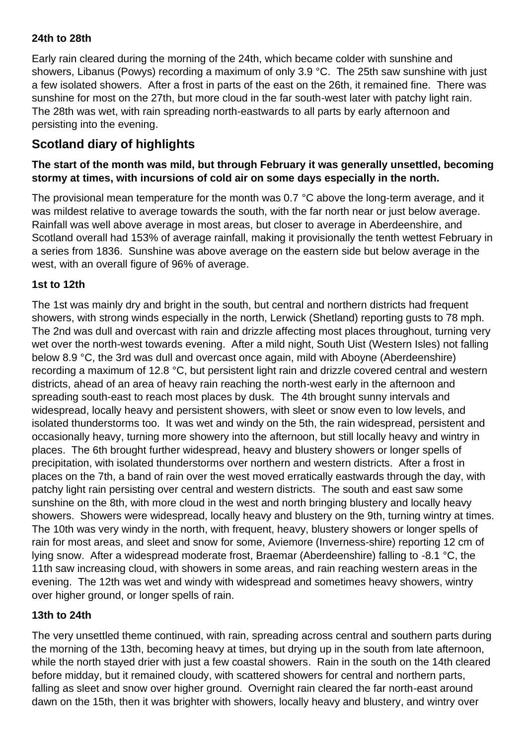#### 24th to 28th

Early rain cleared during the morning of the 24th, which became colder with sunshine and showers, Libanus (Powys) recording a maximum of only 3.9 °C. The 25th saw sunshine with just a few isolated showers. After a frost in parts of the east on the 26th, it remained fine. There was sunshine for most on the 27th, but more cloud in the far south-west later with patchy light rain. The 28th was wet, with rain spreading north-eastwards to all parts by early afternoon and persisting into the evening.

## Scotland diary of highlights

**The start of the month was mild, but through February it was generally unsettled, becoming stormy at times, with incursions of cold air on some days especially in the north.**

The provisional mean temperature for the month was 0.7 °C above the long-term average, and it was mildest relative to average towards the south, with the far north near or just below average. Rainfall was well above average in most areas, but closer to average in Aberdeenshire, and Scotland overall had 153% of average rainfall, making it provisionally the tenth wettest February in a series from 1836. Sunshine was above average on the eastern side but below average in the west, with an overall figure of 96% of average.

#### 1st to 12th

The 1st was mainly dry and bright in the south, but central and northern districts had frequent showers, with strong winds especially in the north, Lerwick (Shetland) reporting gusts to 78 mph. The 2nd was dull and overcast with rain and drizzle affecting most places throughout, turning very wet over the north-west towards evening. After a mild night, South Uist (Western Isles) not falling below 8.9 °C, the 3rd was dull and overcast once again, mild with Aboyne (Aberdeenshire) recording a maximum of 12.8 °C, but persistent light rain and drizzle covered central and western districts, ahead of an area of heavy rain reaching the north-west early in the afternoon and spreading south-east to reach most places by dusk. The 4th brought sunny intervals and widespread, locally heavy and persistent showers, with sleet or snow even to low levels, and isolated thunderstorms too. It was wet and windy on the 5th, the rain widespread, persistent and occasionally heavy, turning more showery into the afternoon, but still locally heavy and wintry in places. The 6th brought further widespread, heavy and blustery showers or longer spells of precipitation, with isolated thunderstorms over northern and western districts. After a frost in places on the 7th, a band of rain over the west moved erratically eastwards through the day, with patchy light rain persisting over central and western districts. The south and east saw some sunshine on the 8th, with more cloud in the west and north bringing blustery and locally heavy showers. Showers were widespread, locally heavy and blustery on the 9th, turning wintry at times. The 10th was very windy in the north, with frequent, heavy, blustery showers or longer spells of rain for most areas, and sleet and snow for some, Aviemore (Inverness-shire) reporting 12 cm of lying snow. After a widespread moderate frost, Braemar (Aberdeenshire) falling to -8.1 °C, the 11th saw increasing cloud, with showers in some areas, and rain reaching western areas in the evening. The 12th was wet and windy with widespread and sometimes heavy showers, wintry over higher ground, or longer spells of rain.

#### 13th to 24th

The very unsettled theme continued, with rain, spreading across central and southern parts during the morning of the 13th, becoming heavy at times, but drying up in the south from late afternoon, while the north stayed drier with just a few coastal showers. Rain in the south on the 14th cleared before midday, but it remained cloudy, with scattered showers for central and northern parts, falling as sleet and snow over higher ground. Overnight rain cleared the far north-east around dawn on the 15th, then it was brighter with showers, locally heavy and blustery, and wintry over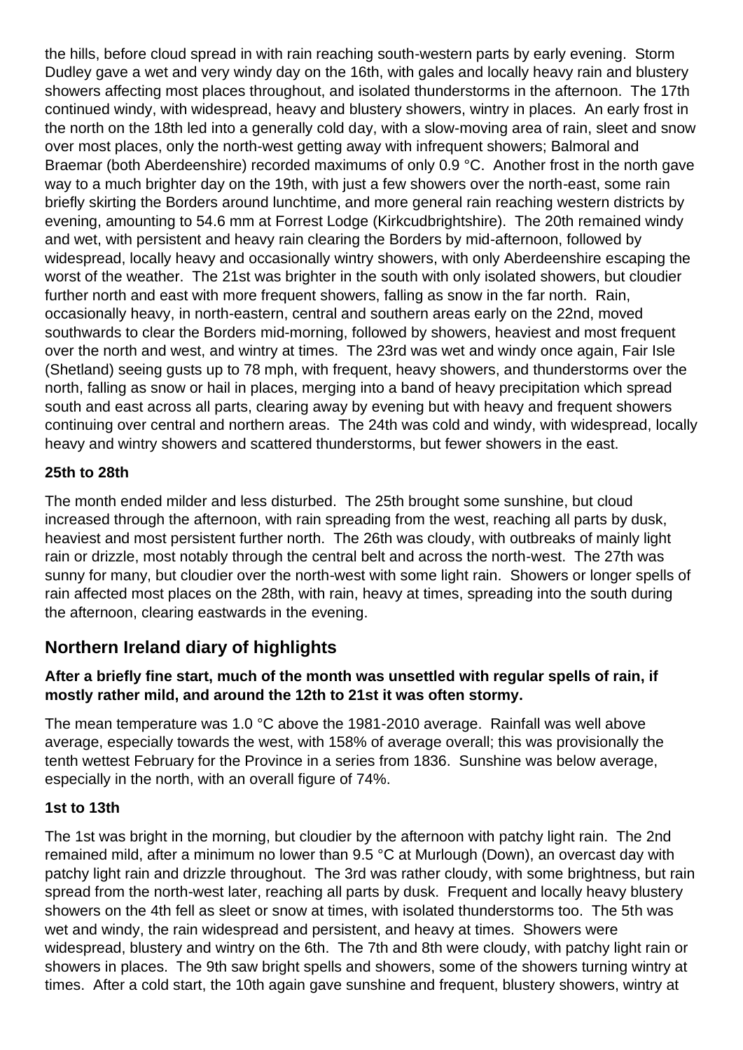the hills, before cloud spread in with rain reaching south-western parts by early evening. Storm Dudley gave a wet and very windy day on the 16th, with gales and locally heavy rain and blustery showers affecting most places throughout, and isolated thunderstorms in the afternoon. The 17th continued windy, with widespread, heavy and blustery showers, wintry in places. An early frost in the north on the 18th led into a generally cold day, with a slow-moving area of rain, sleet and snow over most places, only the north-west getting away with infrequent showers; Balmoral and Braemar (both Aberdeenshire) recorded maximums of only 0.9 °C. Another frost in the north gave way to a much brighter day on the 19th, with just a few showers over the north-east, some rain briefly skirting the Borders around lunchtime, and more general rain reaching western districts by evening, amounting to 54.6 mm at Forrest Lodge (Kirkcudbrightshire). The 20th remained windy and wet, with persistent and heavy rain clearing the Borders by mid-afternoon, followed by widespread, locally heavy and occasionally wintry showers, with only Aberdeenshire escaping the worst of the weather. The 21st was brighter in the south with only isolated showers, but cloudier further north and east with more frequent showers, falling as snow in the far north. Rain, occasionally heavy, in north-eastern, central and southern areas early on the 22nd, moved southwards to clear the Borders mid-morning, followed by showers, heaviest and most frequent over the north and west, and wintry at times. The 23rd was wet and windy once again, Fair Isle (Shetland) seeing gusts up to 78 mph, with frequent, heavy showers, and thunderstorms over the north, falling as snow or hail in places, merging into a band of heavy precipitation which spread south and east across all parts, clearing away by evening but with heavy and frequent showers continuing over central and northern areas. The 24th was cold and windy, with widespread, locally heavy and wintry showers and scattered thunderstorms, but fewer showers in the east.

### 25th to 28th

The month ended milder and less disturbed. The 25th brought some sunshine, but cloud increased through the afternoon, with rain spreading from the west, reaching all parts by dusk, heaviest and most persistent further north. The 26th was cloudy, with outbreaks of mainly light rain or drizzle, most notably through the central belt and across the north-west. The 27th was sunny for many, but cloudier over the north-west with some light rain. Showers or longer spells of rain affected most places on the 28th, with rain, heavy at times, spreading into the south during the afternoon, clearing eastwards in the evening.

## Northern Ireland diary of highlights

**After a briefly fine start, much of the month was unsettled with regular spells of rain, if mostly rather mild, and around the 12th to 21st it was often stormy.**

The mean temperature was 1.0 °C above the 1981-2010 average. Rainfall was well above average, especially towards the west, with 158% of average overall; this was provisionally the tenth wettest February for the Province in a series from 1836. Sunshine was below average, especially in the north, with an overall figure of 74%.

### 1st to 13th

The 1st was bright in the morning, but cloudier by the afternoon with patchy light rain. The 2nd remained mild, after a minimum no lower than 9.5 °C at Murlough (Down), an overcast day with patchy light rain and drizzle throughout. The 3rd was rather cloudy, with some brightness, but rain spread from the north-west later, reaching all parts by dusk. Frequent and locally heavy blustery showers on the 4th fell as sleet or snow at times, with isolated thunderstorms too. The 5th was wet and windy, the rain widespread and persistent, and heavy at times. Showers were widespread, blustery and wintry on the 6th. The 7th and 8th were cloudy, with patchy light rain or showers in places. The 9th saw bright spells and showers, some of the showers turning wintry at times. After a cold start, the 10th again gave sunshine and frequent, blustery showers, wintry at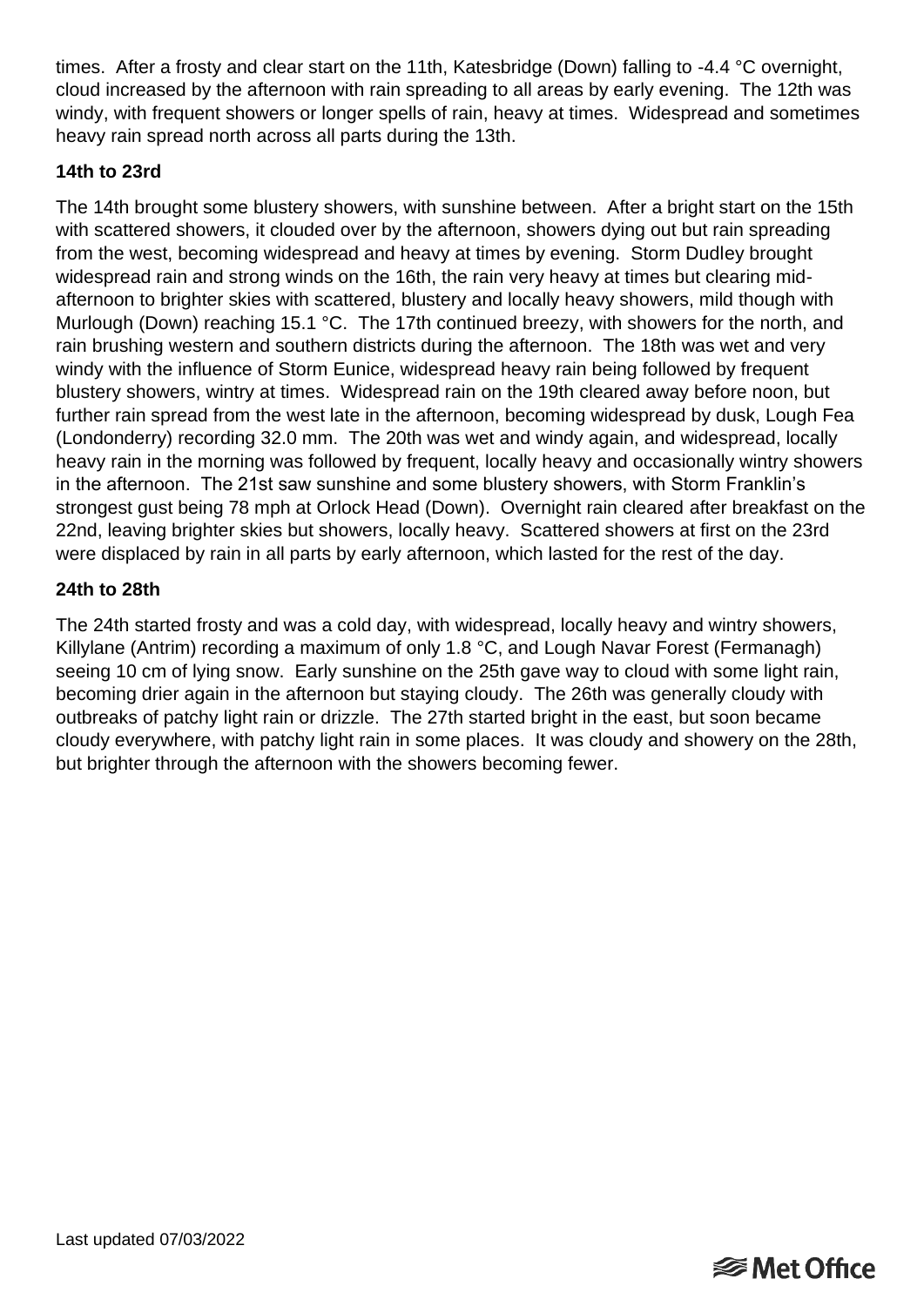times. After a frosty and clear start on the 11th, Katesbridge (Down) falling to -4.4 °C overnight, cloud increased by the afternoon with rain spreading to all areas by early evening. The 12th was windy, with frequent showers or longer spells of rain, heavy at times. Widespread and sometimes heavy rain spread north across all parts during the 13th.

**14th to 23rd**

The 14th brought some blustery showers, with sunshine between. After a bright start on the 15th with scattered showers, it clouded over by the afternoon, showers dying out but rain spreading from the west, becoming widespread and heavy at times by evening. Storm Dudley brought widespread rain and strong winds on the 16th, the rain very heavy at times but clearing mid-afternoon to brighter skies with scattered, blustery and locally heavy showers, mild though with Murlough (Down) reaching 15.1 °C. The 17th continued breezy, with showers for the north, and rain brushing western and southern districts during the afternoon. The 18th was wet and very windy with the influence of Storm Eunice, widespread heavy rain being followed by frequent blustery showers, wintry at times. Widespread rain on the 19th cleared away before noon, but further rain spread from the west late in the afternoon, becoming widespread by dusk, Lough Fea (Londonderry) recording 32.0 mm. The 20th was wet and windy again, and widespread, locally heavy rain in the morning was followed by frequent, locally heavy and occasionally wintry showers in the afternoon. The 21st saw sunshine and some blustery showers, with Storm Franklin's strongest gust being 78 mph at Orlock Head (Down). Overnight rain cleared after breakfast on the 22nd, leaving brighter skies but showers, locally heavy. Scattered showers at first on the 23rd were displaced by rain in all parts by early afternoon, which lasted for the rest of the day.

**24th to 28th**

The 24th started frosty and was a cold day, with widespread, locally heavy and wintry showers, Killylane (Antrim) recording a maximum of only 1.8 °C, and Lough Navar Forest (Fermanagh) seeing 10 cm of lying snow. Early sunshine on the 25th gave way to cloud with some light rain, becoming drier again in the afternoon but staying cloudy. The 26th was generally cloudy with outbreaks of patchy light rain or drizzle. The 27th started bright in the east, but soon became cloudy everywhere, with patchy light rain in some places. It was cloudy and showery on the 28th, but brighter through the afternoon with the showers becoming fewer.

Last updated 07/03/2022